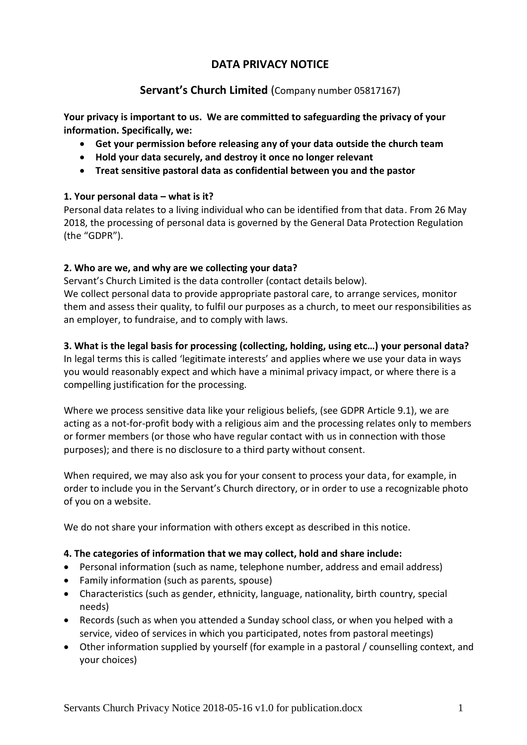# DATA PRIVACY NOTICE

## Servant's Church Limited (Company number 05817167)

**Your privacy is important to us. We are committed to safeguarding the privacy of your information. Specifically, we:**

- **Get your permission before releasing any of your data outside the church team**
- **Hold your data securely, and destroy it once no longer relevant**
- **Treat sensitive pastoral data as confidential between you and the pastor**

**1. Your personal data – what is it?**

Personal data relates to a living individual who can be identified from that data. From 26 May 2018, the processing of personal data is governed by the General Data Protection Regulation (the "GDPR").

**2. Who are we, and why are we collecting your data?**

Servant's Church Limited is the data controller (contact details below).

We collect personal data to provide appropriate pastoral care, to arrange services, monitor them and assess their quality, to fulfil our purposes as a church, to meet our responsibilities as an employer, to fundraise, and to comply with laws.

**3. What is the legal basis for processing (collecting, holding, using etc…) your personal data?**

In legal terms this is called 'legitimate interests' and applies where we use your data in ways you would reasonably expect and which have a minimal privacy impact, or where there is a compelling justification for the processing.

Where we process sensitive data like your religious beliefs, (see GDPR Article 9.1), we are acting as a not-for-profit body with a religious aim and the processing relates only to members or former members (or those who have regular contact with us in connection with those purposes); and there is no disclosure to a third party without consent.

When required, we may also ask you for your consent to process your data, for example, in order to include you in the Servant's Church directory, or in order to use a recognizable photo of you on a website.

We do not share your information with others except as described in this notice.

**4. The categories of information that we may collect, hold and share include:**

- Personal information (such as name, telephone number, address and email address)
- Family information (such as parents, spouse)
- Characteristics (such as gender, ethnicity, language, nationality, birth country, special needs)
- Records (such as when you attended a Sunday school class, or when you helped with a service, video of services in which you participated, notes from pastoral meetings)
- Other information supplied by yourself (for example in a pastoral / counselling context, and your choices)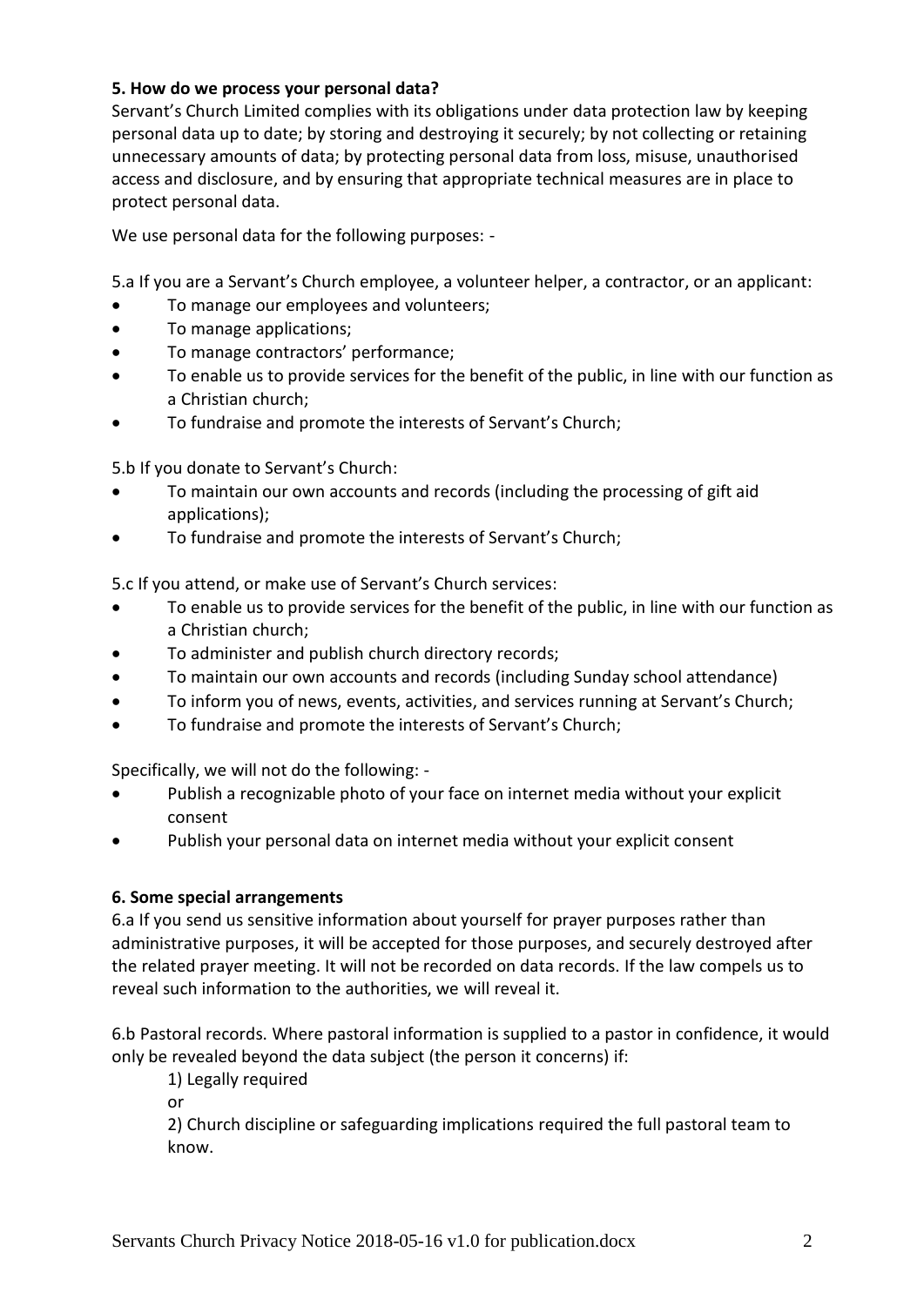**5. How do we process your personal data?**

Servant's Church Limited complies with its obligations under data protection law by keeping personal data up to date; by storing and destroying it securely; by not collecting or retaining unnecessary amounts of data; by protecting personal data from loss, misuse, unauthorised access and disclosure, and by ensuring that appropriate technical measures are in place to protect personal data.

We use personal data for the following purposes: -

5.a If you are a Servant's Church employee, a volunteer helper, a contractor, or an applicant:

- To manage our employees and volunteers;
- To manage applications;
- To manage contractors' performance;
- To enable us to provide services for the benefit of the public, in line with our function as a Christian church;
- To fundraise and promote the interests of Servant's Church;

5.b If you donate to Servant's Church:

- To maintain our own accounts and records (including the processing of gift aid applications);
- To fundraise and promote the interests of Servant's Church;

5.c If you attend, or make use of Servant's Church services:

- To enable us to provide services for the benefit of the public, in line with our function as a Christian church;
- To administer and publish church directory records;
- To maintain our own accounts and records (including Sunday school attendance)
- To inform you of news, events, activities, and services running at Servant's Church;
- To fundraise and promote the interests of Servant's Church;

Specifically, we will not do the following: -

- Publish a recognizable photo of your face on internet media without your explicit consent
- Publish your personal data on internet media without your explicit consent

**6. Some special arrangements**

6.a If you send us sensitive information about yourself for prayer purposes rather than administrative purposes, it will be accepted for those purposes, and securely destroyed after the related prayer meeting. It will not be recorded on data records. If the law compels us to reveal such information to the authorities, we will reveal it.

6.b Pastoral records. Where pastoral information is supplied to a pastor in confidence, it would only be revealed beyond the data subject (the person it concerns) if:

1) Legally required

or

2) Church discipline or safeguarding implications required the full pastoral team to know.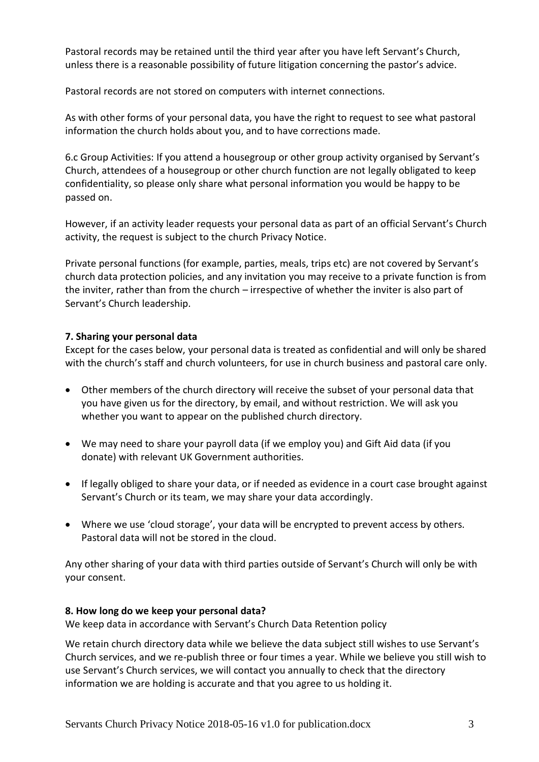Pastoral records may be retained until the third year after you have left Servant's Church, unless there is a reasonable possibility of future litigation concerning the pastor's advice.

Pastoral records are not stored on computers with internet connections.

As with other forms of your personal data, you have the right to request to see what pastoral information the church holds about you, and to have corrections made.

6.c Group Activities: If you attend a housegroup or other group activity organised by Servant's Church, attendees of a housegroup or other church function are not legally obligated to keep confidentiality, so please only share what personal information you would be happy to be passed on.

However, if an activity leader requests your personal data as part of an official Servant's Church activity, the request is subject to the church Privacy Notice.

Private personal functions (for example, parties, meals, trips etc) are not covered by Servant's church data protection policies, and any invitation you may receive to a private function is from the inviter, rather than from the church – irrespective of whether the inviter is also part of Servant's Church leadership.

**7. Sharing your personal data**

Except for the cases below, your personal data is treated as confidential and will only be shared with the church's staff and church volunteers, for use in church business and pastoral care only.

- Other members of the church directory will receive the subset of your personal data that you have given us for the directory, by email, and without restriction. We will ask you whether you want to appear on the published church directory.
- We may need to share your payroll data (if we employ you) and Gift Aid data (if you donate) with relevant UK Government authorities.
- If legally obliged to share your data, or if needed as evidence in a court case brought against Servant's Church or its team, we may share your data accordingly.
- Where we use 'cloud storage', your data will be encrypted to prevent access by others. Pastoral data will not be stored in the cloud.

Any other sharing of your data with third parties outside of Servant's Church will only be with your consent.

**8. How long do we keep your personal data?**

We keep data in accordance with Servant's Church Data Retention policy

We retain church directory data while we believe the data subject still wishes to use Servant's Church services, and we re-publish three or four times a year. While we believe you still wish to use Servant's Church services, we will contact you annually to check that the directory information we are holding is accurate and that you agree to us holding it.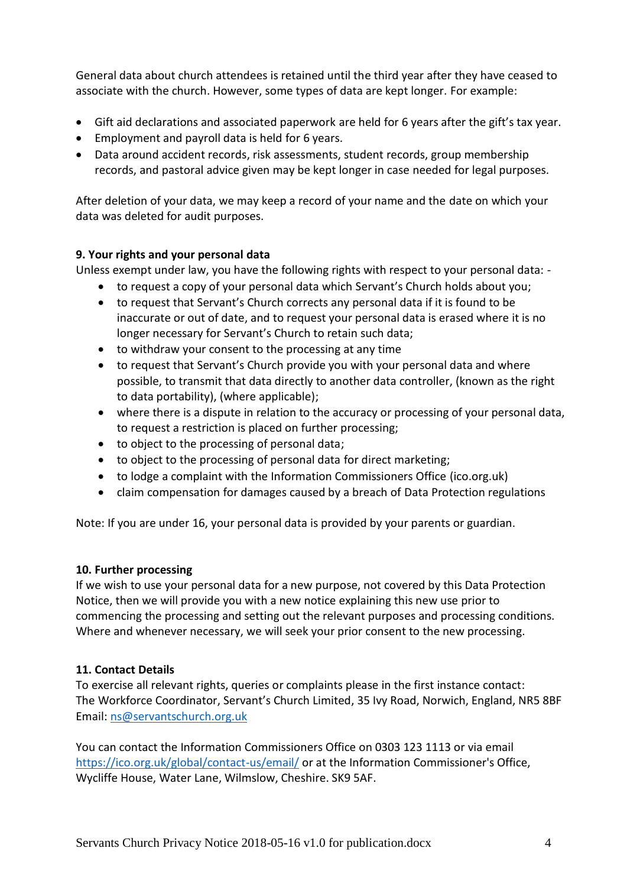General data about church attendees is retained until the third year after they have ceased to associate with the church. However, some types of data are kept longer. For example:

- Gift aid declarations and associated paperwork are held for 6 years after the gift's tax year.
- Employment and payroll data is held for 6 years.
- Data around accident records, risk assessments, student records, group membership records, and pastoral advice given may be kept longer in case needed for legal purposes.

After deletion of your data, we may keep a record of your name and the date on which your data was deleted for audit purposes.

**9. Your rights and your personal data**

Unless exempt under law, you have the following rights with respect to your personal data: -

- to request a copy of your personal data which Servant's Church holds about you;
- to request that Servant's Church corrects any personal data if it is found to be inaccurate or out of date, and to request your personal data is erased where it is no longer necessary for Servant's Church to retain such data;
- to withdraw your consent to the processing at any time
- to request that Servant's Church provide you with your personal data and where possible, to transmit that data directly to another data controller, (known as the right to data portability), (where applicable);
- where there is a dispute in relation to the accuracy or processing of your personal data, to request a restriction is placed on further processing;
- to object to the processing of personal data;
- to object to the processing of personal data for direct marketing;
- to lodge a complaint with the Information Commissioners Office (ico.org.uk)
- claim compensation for damages caused by a breach of Data Protection regulations

Note: If you are under 16, your personal data is provided by your parents or guardian.

**10. Further processing**

If we wish to use your personal data for a new purpose, not covered by this Data Protection Notice, then we will provide you with a new notice explaining this new use prior to commencing the processing and setting out the relevant purposes and processing conditions. Where and whenever necessary, we will seek your prior consent to the new processing.

**11. Contact Details**

To exercise all relevant rights, queries or complaints please in the first instance contact:
The Workforce Coordinator, Servant's Church Limited, 35 Ivy Road, Norwich, England, NR5 8BF
Email: ns@servantschurch.org.uk

You can contact the Information Commissioners Office on 0303 123 1113 or via email https://ico.org.uk/global/contact-us/email/ or at the Information Commissioner's Office, Wycliffe House, Water Lane, Wilmslow, Cheshire. SK9 5AF.